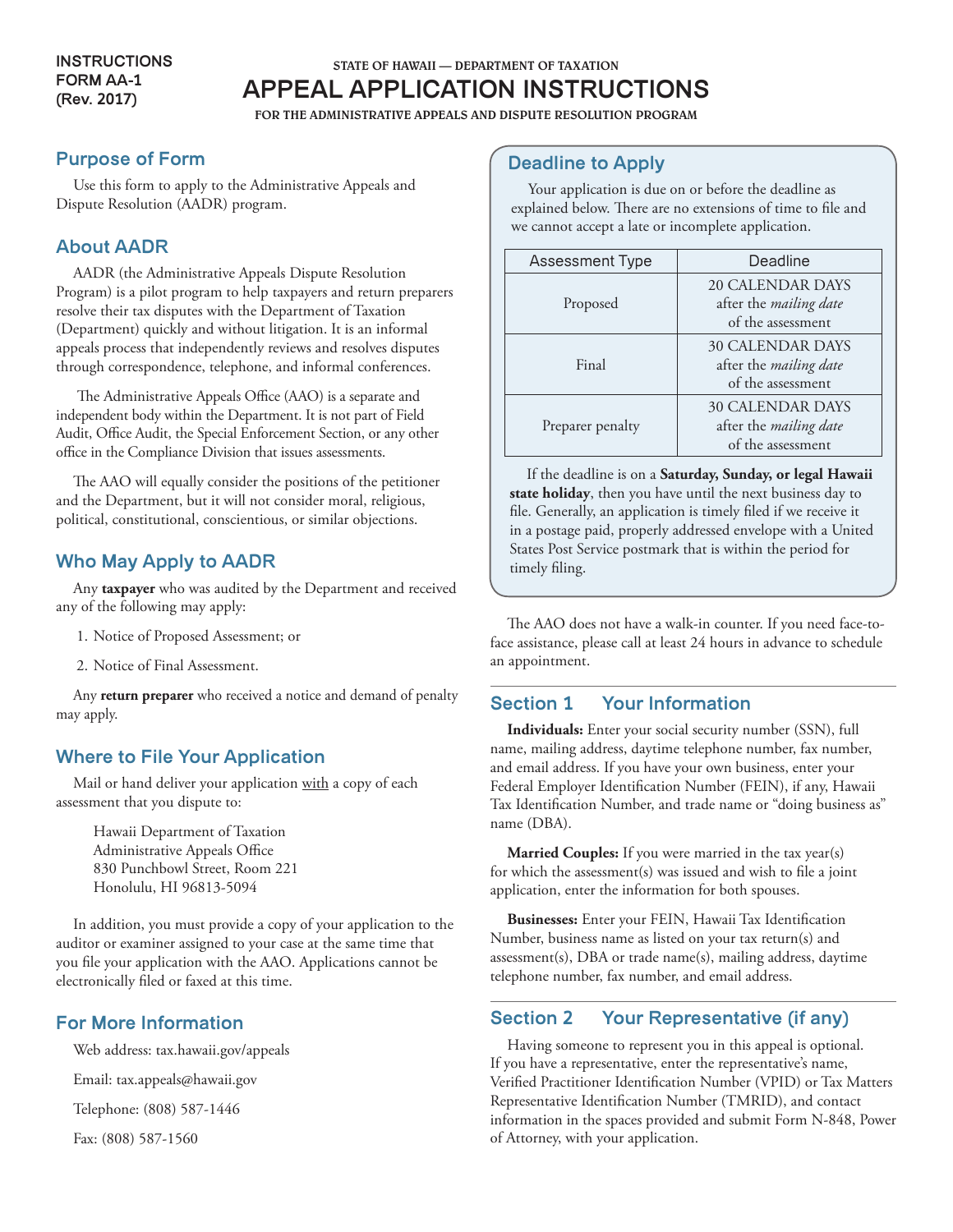INSTRUCTIONS
FORM AA-1
(Rev. 2017)

STATE OF HAWAII — DEPARTMENT OF TAXATION

# APPEAL APPLICATION INSTRUCTIONS

FOR THE ADMINISTRATIVE APPEALS AND DISPUTE RESOLUTION PROGRAM

## Purpose of Form

Use this form to apply to the Administrative Appeals and Dispute Resolution (AADR) program.

## About AADR

AADR (the Administrative Appeals Dispute Resolution Program) is a pilot program to help taxpayers and return preparers resolve their tax disputes with the Department of Taxation (Department) quickly and without litigation. It is an informal appeals process that independently reviews and resolves disputes through correspondence, telephone, and informal conferences.

The Administrative Appeals Office (AAO) is a separate and independent body within the Department. It is not part of Field Audit, Office Audit, the Special Enforcement Section, or any other office in the Compliance Division that issues assessments.

The AAO will equally consider the positions of the petitioner and the Department, but it will not consider moral, religious, political, constitutional, conscientious, or similar objections.

## Who May Apply to AADR

Any **taxpayer** who was audited by the Department and received any of the following may apply:

1. Notice of Proposed Assessment; or
2. Notice of Final Assessment.

Any **return preparer** who received a notice and demand of penalty may apply.

## Where to File Your Application

Mail or hand deliver your application with a copy of each assessment that you dispute to:

Hawaii Department of Taxation
Administrative Appeals Office
830 Punchbowl Street, Room 221
Honolulu, HI 96813-5094

In addition, you must provide a copy of your application to the auditor or examiner assigned to your case at the same time that you file your application with the AAO. Applications cannot be electronically filed or faxed at this time.

## For More Information

Web address: tax.hawaii.gov/appeals

Email: tax.appeals@hawaii.gov

Telephone: (808) 587-1446

Fax: (808) 587-1560

## Deadline to Apply

Your application is due on or before the deadline as explained below. There are no extensions of time to file and we cannot accept a late or incomplete application.

| Assessment Type | Deadline |
|---|---|
| Proposed | 20 CALENDAR DAYS after the *mailing date* of the assessment |
| Final | 30 CALENDAR DAYS after the *mailing date* of the assessment |
| Preparer penalty | 30 CALENDAR DAYS after the *mailing date* of the assessment |

If the deadline is on a **Saturday, Sunday, or legal Hawaii state holiday**, then you have until the next business day to file. Generally, an application is timely filed if we receive it in a postage paid, properly addressed envelope with a United States Post Service postmark that is within the period for timely filing.

The AAO does not have a walk-in counter. If you need face-to-face assistance, please call at least 24 hours in advance to schedule an appointment.

## Section 1 Your Information

**Individuals:** Enter your social security number (SSN), full name, mailing address, daytime telephone number, fax number, and email address. If you have your own business, enter your Federal Employer Identification Number (FEIN), if any, Hawaii Tax Identification Number, and trade name or "doing business as" name (DBA).

**Married Couples:** If you were married in the tax year(s) for which the assessment(s) was issued and wish to file a joint application, enter the information for both spouses.

**Businesses:** Enter your FEIN, Hawaii Tax Identification Number, business name as listed on your tax return(s) and assessment(s), DBA or trade name(s), mailing address, daytime telephone number, fax number, and email address.

## Section 2 Your Representative (if any)

Having someone to represent you in this appeal is optional. If you have a representative, enter the representative's name, Verified Practitioner Identification Number (VPID) or Tax Matters Representative Identification Number (TMRID), and contact information in the spaces provided and submit Form N-848, Power of Attorney, with your application.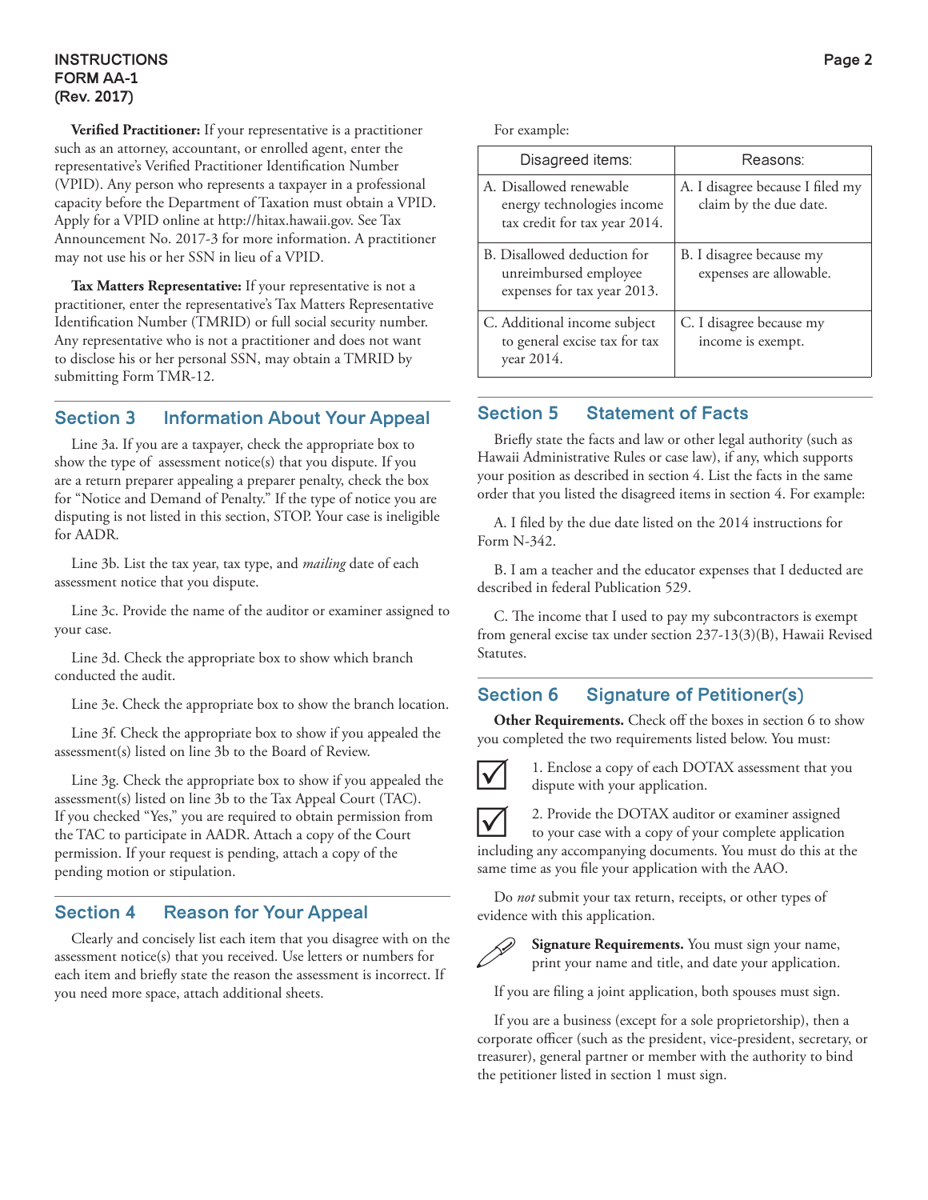**Verified Practitioner:** If your representative is a practitioner such as an attorney, accountant, or enrolled agent, enter the representative's Verified Practitioner Identification Number (VPID). Any person who represents a taxpayer in a professional capacity before the Department of Taxation must obtain a VPID. Apply for a VPID online at http://hitax.hawaii.gov. See Tax Announcement No. 2017-3 for more information. A practitioner may not use his or her SSN in lieu of a VPID.

**Tax Matters Representative:** If your representative is not a practitioner, enter the representative's Tax Matters Representative Identification Number (TMRID) or full social security number. Any representative who is not a practitioner and does not want to disclose his or her personal SSN, may obtain a TMRID by submitting Form TMR-12.

## Section 3 Information About Your Appeal

Line 3a. If you are a taxpayer, check the appropriate box to show the type of assessment notice(s) that you dispute. If you are a return preparer appealing a preparer penalty, check the box for "Notice and Demand of Penalty." If the type of notice you are disputing is not listed in this section, STOP. Your case is ineligible for AADR.

Line 3b. List the tax year, tax type, and *mailing* date of each assessment notice that you dispute.

Line 3c. Provide the name of the auditor or examiner assigned to your case.

Line 3d. Check the appropriate box to show which branch conducted the audit.

Line 3e. Check the appropriate box to show the branch location.

Line 3f. Check the appropriate box to show if you appealed the assessment(s) listed on line 3b to the Board of Review.

Line 3g. Check the appropriate box to show if you appealed the assessment(s) listed on line 3b to the Tax Appeal Court (TAC). If you checked "Yes," you are required to obtain permission from the TAC to participate in AADR. Attach a copy of the Court permission. If your request is pending, attach a copy of the pending motion or stipulation.

## Section 4 Reason for Your Appeal

Clearly and concisely list each item that you disagree with on the assessment notice(s) that you received. Use letters or numbers for each item and briefly state the reason the assessment is incorrect. If you need more space, attach additional sheets.

For example:

| Disagreed items: | Reasons: |
|---|---|
| A. Disallowed renewable energy technologies income tax credit for tax year 2014. | A. I disagree because I filed my claim by the due date. |
| B. Disallowed deduction for unreimbursed employee expenses for tax year 2013. | B. I disagree because my expenses are allowable. |
| C. Additional income subject to general excise tax for tax year 2014. | C. I disagree because my income is exempt. |

## Section 5 Statement of Facts

Briefly state the facts and law or other legal authority (such as Hawaii Administrative Rules or case law), if any, which supports your position as described in section 4. List the facts in the same order that you listed the disagreed items in section 4. For example:

A. I filed by the due date listed on the 2014 instructions for Form N-342.

B. I am a teacher and the educator expenses that I deducted are described in federal Publication 529.

C. The income that I used to pay my subcontractors is exempt from general excise tax under section 237-13(3)(B), Hawaii Revised Statutes.

## Section 6 Signature of Petitioner(s)

**Other Requirements.** Check off the boxes in section 6 to show you completed the two requirements listed below. You must:

☑ 1. Enclose a copy of each DOTAX assessment that you dispute with your application.

☑ 2. Provide the DOTAX auditor or examiner assigned to your case with a copy of your complete application including any accompanying documents. You must do this at the same time as you file your application with the AAO.

Do *not* submit your tax return, receipts, or other types of evidence with this application.

**Signature Requirements.** You must sign your name, print your name and title, and date your application.

If you are filing a joint application, both spouses must sign.

If you are a business (except for a sole proprietorship), then a corporate officer (such as the president, vice-president, secretary, or treasurer), general partner or member with the authority to bind the petitioner listed in section 1 must sign.